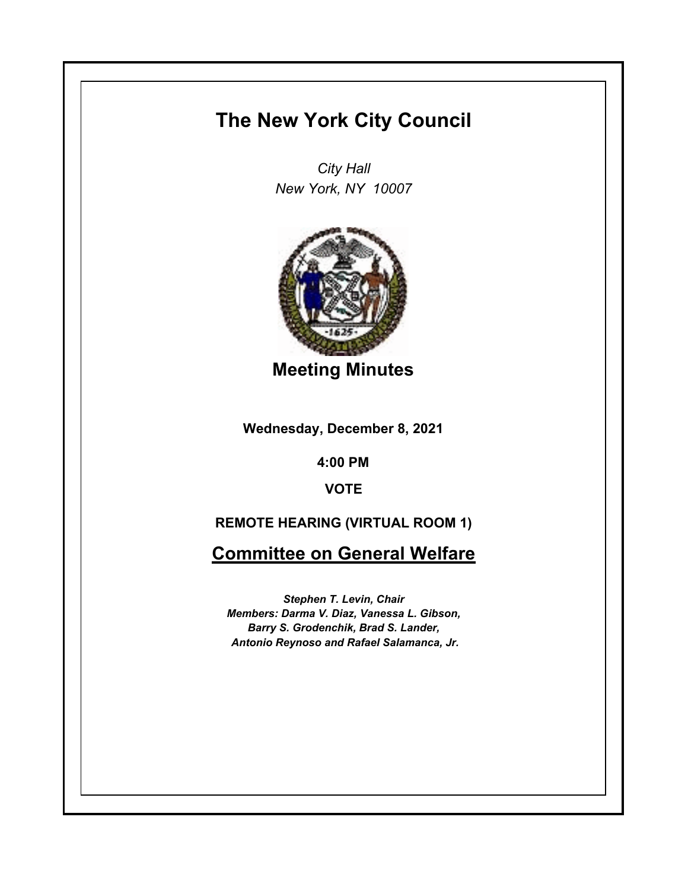# The New York City Council

*City Hall*
*New York, NY 10007*

## Meeting Minutes

**Wednesday, December 8, 2021**

**4:00 PM**

**VOTE**

**REMOTE HEARING (VIRTUAL ROOM 1)**

## Committee on General Welfare

***Stephen T. Levin, Chair***
***Members: Darma V. Diaz, Vanessa L. Gibson, Barry S. Grodenchik, Brad S. Lander, Antonio Reynoso and Rafael Salamanca, Jr.***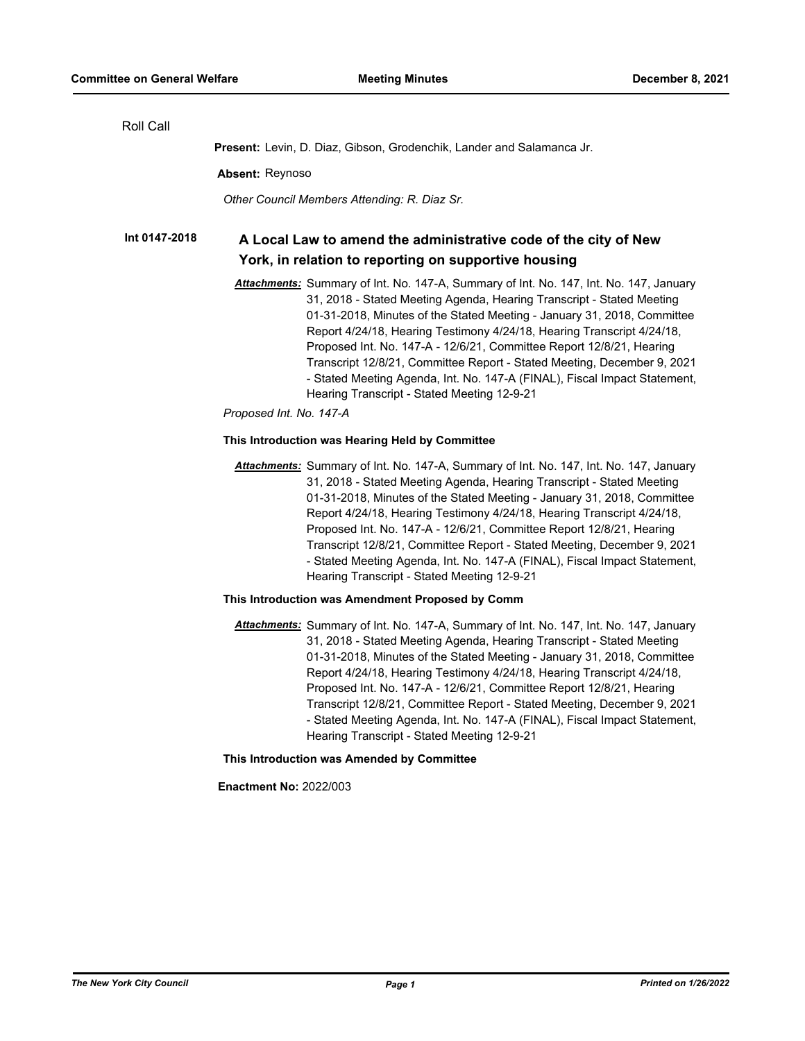Roll Call

**Present:** Levin, D. Diaz, Gibson, Grodenchik, Lander and Salamanca Jr.

**Absent:** Reynoso

*Other Council Members Attending: R. Diaz Sr.*

**Int 0147-2018** **A Local Law to amend the administrative code of the city of New York, in relation to reporting on supportive housing**

***Attachments:*** Summary of Int. No. 147-A, Summary of Int. No. 147, Int. No. 147, January 31, 2018 - Stated Meeting Agenda, Hearing Transcript - Stated Meeting 01-31-2018, Minutes of the Stated Meeting - January 31, 2018, Committee Report 4/24/18, Hearing Testimony 4/24/18, Hearing Transcript 4/24/18, Proposed Int. No. 147-A - 12/6/21, Committee Report 12/8/21, Hearing Transcript 12/8/21, Committee Report - Stated Meeting, December 9, 2021 - Stated Meeting Agenda, Int. No. 147-A (FINAL), Fiscal Impact Statement, Hearing Transcript - Stated Meeting 12-9-21

*Proposed Int. No. 147-A*

**This Introduction was Hearing Held by Committee**

***Attachments:*** Summary of Int. No. 147-A, Summary of Int. No. 147, Int. No. 147, January 31, 2018 - Stated Meeting Agenda, Hearing Transcript - Stated Meeting 01-31-2018, Minutes of the Stated Meeting - January 31, 2018, Committee Report 4/24/18, Hearing Testimony 4/24/18, Hearing Transcript 4/24/18, Proposed Int. No. 147-A - 12/6/21, Committee Report 12/8/21, Hearing Transcript 12/8/21, Committee Report - Stated Meeting, December 9, 2021 - Stated Meeting Agenda, Int. No. 147-A (FINAL), Fiscal Impact Statement, Hearing Transcript - Stated Meeting 12-9-21

**This Introduction was Amendment Proposed by Comm**

***Attachments:*** Summary of Int. No. 147-A, Summary of Int. No. 147, Int. No. 147, January 31, 2018 - Stated Meeting Agenda, Hearing Transcript - Stated Meeting 01-31-2018, Minutes of the Stated Meeting - January 31, 2018, Committee Report 4/24/18, Hearing Testimony 4/24/18, Hearing Transcript 4/24/18, Proposed Int. No. 147-A - 12/6/21, Committee Report 12/8/21, Hearing Transcript 12/8/21, Committee Report - Stated Meeting, December 9, 2021 - Stated Meeting Agenda, Int. No. 147-A (FINAL), Fiscal Impact Statement, Hearing Transcript - Stated Meeting 12-9-21

**This Introduction was Amended by Committee**

**Enactment No:** 2022/003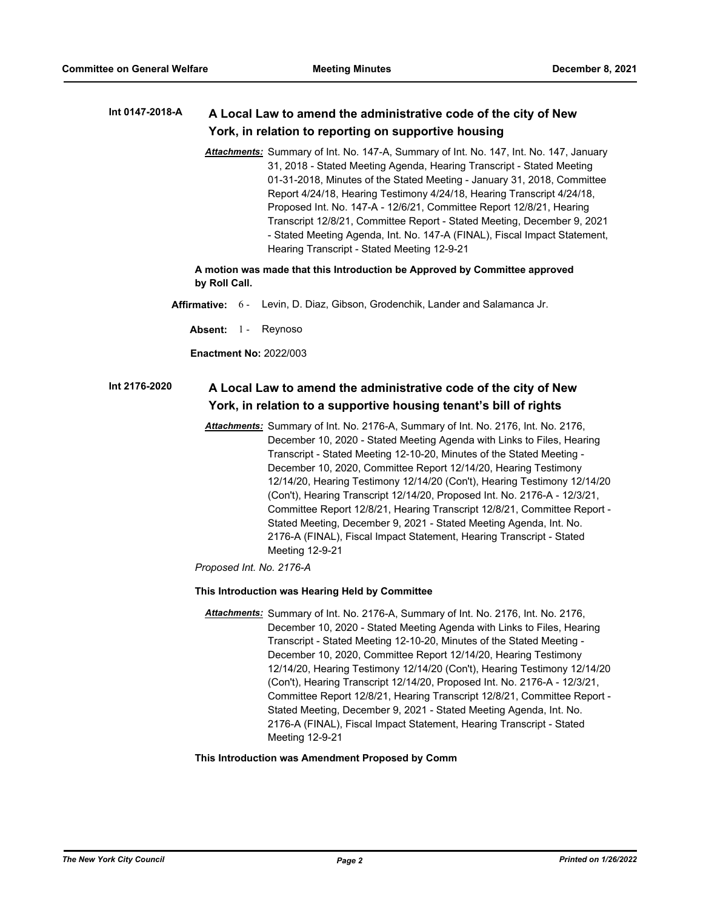**Int 0147-2018-A** **A Local Law to amend the administrative code of the city of New York, in relation to reporting on supportive housing**

***Attachments:*** Summary of Int. No. 147-A, Summary of Int. No. 147, Int. No. 147, January 31, 2018 - Stated Meeting Agenda, Hearing Transcript - Stated Meeting 01-31-2018, Minutes of the Stated Meeting - January 31, 2018, Committee Report 4/24/18, Hearing Testimony 4/24/18, Hearing Transcript 4/24/18, Proposed Int. No. 147-A - 12/6/21, Committee Report 12/8/21, Hearing Transcript 12/8/21, Committee Report - Stated Meeting, December 9, 2021 - Stated Meeting Agenda, Int. No. 147-A (FINAL), Fiscal Impact Statement, Hearing Transcript - Stated Meeting 12-9-21

**A motion was made that this Introduction be Approved by Committee approved by Roll Call.**

**Affirmative:** 6 - Levin, D. Diaz, Gibson, Grodenchik, Lander and Salamanca Jr.

**Absent:** 1 - Reynoso

**Enactment No:** 2022/003

**Int 2176-2020** **A Local Law to amend the administrative code of the city of New York, in relation to a supportive housing tenant's bill of rights**

***Attachments:*** Summary of Int. No. 2176-A, Summary of Int. No. 2176, Int. No. 2176, December 10, 2020 - Stated Meeting Agenda with Links to Files, Hearing Transcript - Stated Meeting 12-10-20, Minutes of the Stated Meeting - December 10, 2020, Committee Report 12/14/20, Hearing Testimony 12/14/20, Hearing Testimony 12/14/20 (Con't), Hearing Testimony 12/14/20 (Con't), Hearing Transcript 12/14/20, Proposed Int. No. 2176-A - 12/3/21, Committee Report 12/8/21, Hearing Transcript 12/8/21, Committee Report - Stated Meeting, December 9, 2021 - Stated Meeting Agenda, Int. No. 2176-A (FINAL), Fiscal Impact Statement, Hearing Transcript - Stated Meeting 12-9-21

*Proposed Int. No. 2176-A*

**This Introduction was Hearing Held by Committee**

***Attachments:*** Summary of Int. No. 2176-A, Summary of Int. No. 2176, Int. No. 2176, December 10, 2020 - Stated Meeting Agenda with Links to Files, Hearing Transcript - Stated Meeting 12-10-20, Minutes of the Stated Meeting - December 10, 2020, Committee Report 12/14/20, Hearing Testimony 12/14/20, Hearing Testimony 12/14/20 (Con't), Hearing Testimony 12/14/20 (Con't), Hearing Transcript 12/14/20, Proposed Int. No. 2176-A - 12/3/21, Committee Report 12/8/21, Hearing Transcript 12/8/21, Committee Report - Stated Meeting, December 9, 2021 - Stated Meeting Agenda, Int. No. 2176-A (FINAL), Fiscal Impact Statement, Hearing Transcript - Stated Meeting 12-9-21

**This Introduction was Amendment Proposed by Comm**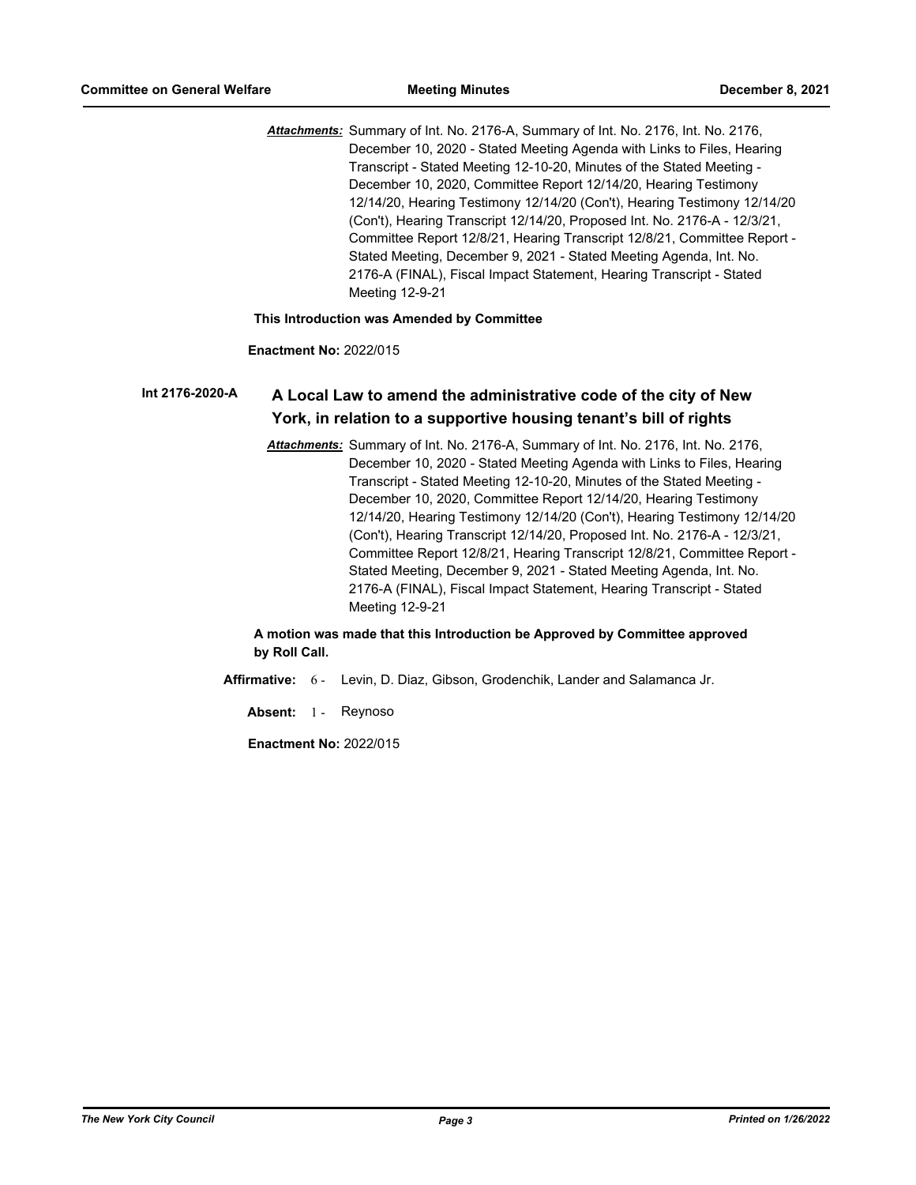***Attachments:*** Summary of Int. No. 2176-A, Summary of Int. No. 2176, Int. No. 2176, December 10, 2020 - Stated Meeting Agenda with Links to Files, Hearing Transcript - Stated Meeting 12-10-20, Minutes of the Stated Meeting - December 10, 2020, Committee Report 12/14/20, Hearing Testimony 12/14/20, Hearing Testimony 12/14/20 (Con't), Hearing Testimony 12/14/20 (Con't), Hearing Transcript 12/14/20, Proposed Int. No. 2176-A - 12/3/21, Committee Report 12/8/21, Hearing Transcript 12/8/21, Committee Report - Stated Meeting, December 9, 2021 - Stated Meeting Agenda, Int. No. 2176-A (FINAL), Fiscal Impact Statement, Hearing Transcript - Stated Meeting 12-9-21

**This Introduction was Amended by Committee**

**Enactment No:** 2022/015

**Int 2176-2020-A**

## A Local Law to amend the administrative code of the city of New York, in relation to a supportive housing tenant's bill of rights

***Attachments:*** Summary of Int. No. 2176-A, Summary of Int. No. 2176, Int. No. 2176, December 10, 2020 - Stated Meeting Agenda with Links to Files, Hearing Transcript - Stated Meeting 12-10-20, Minutes of the Stated Meeting - December 10, 2020, Committee Report 12/14/20, Hearing Testimony 12/14/20, Hearing Testimony 12/14/20 (Con't), Hearing Testimony 12/14/20 (Con't), Hearing Transcript 12/14/20, Proposed Int. No. 2176-A - 12/3/21, Committee Report 12/8/21, Hearing Transcript 12/8/21, Committee Report - Stated Meeting, December 9, 2021 - Stated Meeting Agenda, Int. No. 2176-A (FINAL), Fiscal Impact Statement, Hearing Transcript - Stated Meeting 12-9-21

**A motion was made that this Introduction be Approved by Committee approved by Roll Call.**

**Affirmative:** 6 - Levin, D. Diaz, Gibson, Grodenchik, Lander and Salamanca Jr.

**Absent:** 1 - Reynoso

**Enactment No:** 2022/015